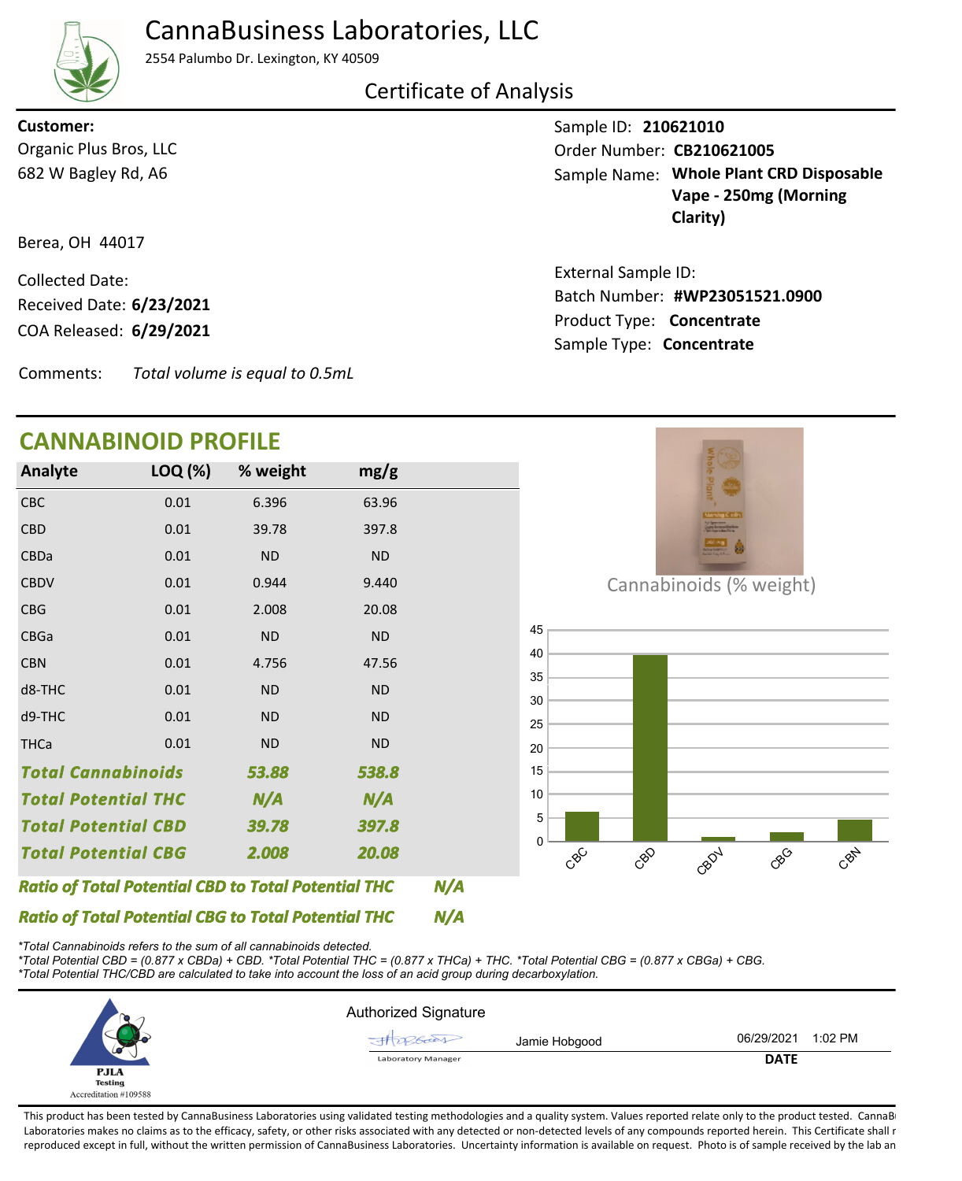# CannaBusiness Laboratories, LLC

2554 Palumbo Dr. Lexington, KY 40509

## Certificate of Analysis

**Customer:**
Organic Plus Bros, LLC
682 W Bagley Rd, A6

Berea, OH 44017

Collected Date:
Received Date: **6/23/2021**
COA Released: **6/29/2021**

Comments: *Total volume is equal to 0.5mL*

Sample ID: **210621010**
Order Number: **CB210621005**
Sample Name: **Whole Plant CRD Disposable Vape - 250mg (Morning Clarity)**

External Sample ID:
Batch Number: **#WP23051521.0900**
Product Type: **Concentrate**
Sample Type: **Concentrate**

## CANNABINOID PROFILE

| Analyte | LOQ (%) | % weight | mg/g |
|---|---|---|---|
| CBC | 0.01 | 6.396 | 63.96 |
| CBD | 0.01 | 39.78 | 397.8 |
| CBDa | 0.01 | ND | ND |
| CBDV | 0.01 | 0.944 | 9.440 |
| CBG | 0.01 | 2.008 | 20.08 |
| CBGa | 0.01 | ND | ND |
| CBN | 0.01 | 4.756 | 47.56 |
| d8-THC | 0.01 | ND | ND |
| d9-THC | 0.01 | ND | ND |
| THCa | 0.01 | ND | ND |
| ***Total Cannabinoids*** | | ***53.88*** | ***538.8*** |
| ***Total Potential THC*** | | ***N/A*** | ***N/A*** |
| ***Total Potential CBD*** | | ***39.78*** | ***397.8*** |
| ***Total Potential CBG*** | | ***2.008*** | ***20.08*** |

***Ratio of Total Potential CBD to Total Potential THC*** ***N/A***

***Ratio of Total Potential CBG to Total Potential THC*** ***N/A***

Cannabinoids (% weight)

*Total Cannabinoids refers to the sum of all cannabinoids detected.
*Total Potential CBD = (0.877 x CBDa) + CBD. *Total Potential THC = (0.877 x THCa) + THC. *Total Potential CBG = (0.877 x CBGa) + CBG.
*Total Potential THC/CBD are calculated to take into account the loss of an acid group during decarboxylation.

PJLA Testing
Accreditation #109588

Authorized Signature

Jamie Hobgood
Laboratory Manager

06/29/2021 1:02 PM
**DATE**

This product has been tested by CannaBusiness Laboratories using validated testing methodologies and a quality system. Values reported relate only to the product tested. CannaBusiness Laboratories makes no claims as to the efficacy, safety, or other risks associated with any detected or non-detected levels of any compounds reported herein. This Certificate shall not be reproduced except in full, without the written permission of CannaBusiness Laboratories. Uncertainty information is available on request. Photo is of sample received by the lab an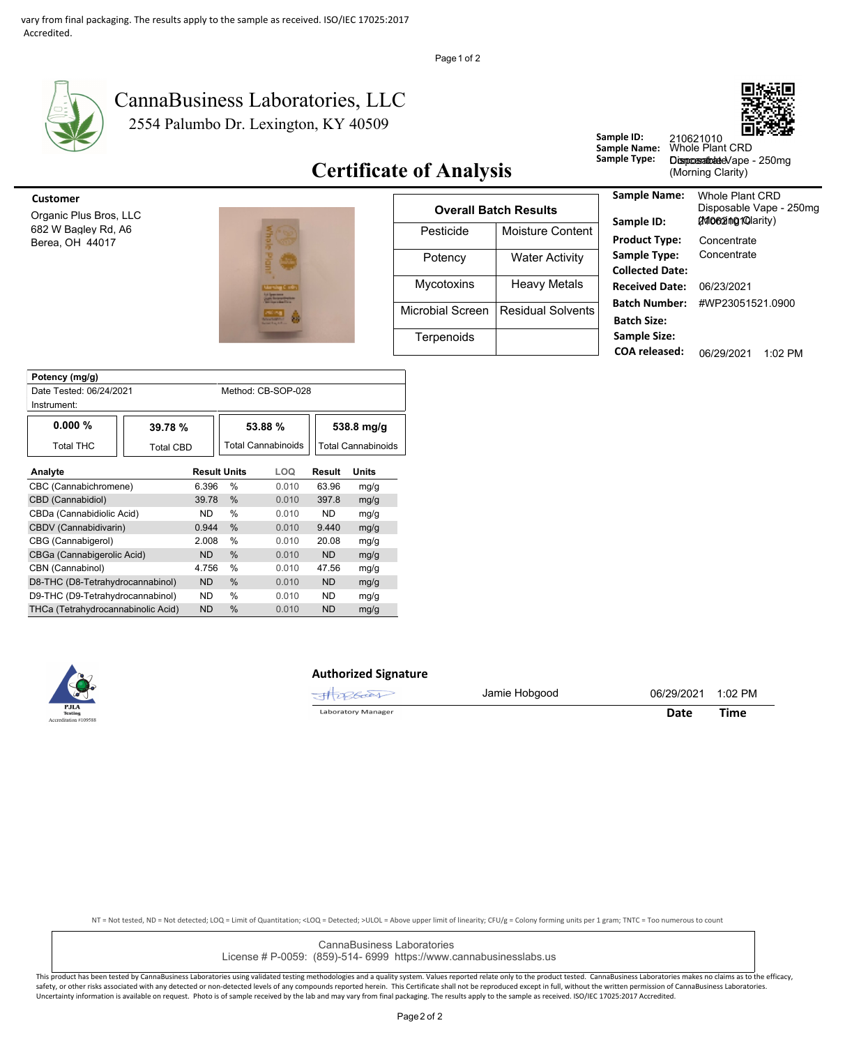vary from final packaging. The results apply to the sample as received. ISO/IEC 17025:2017 Accredited.

# CannaBusiness Laboratories, LLC

2554 Palumbo Dr. Lexington, KY 40509

**Sample ID:** 210621010
**Sample Name:** Whole Plant CRD
**Sample Type:** Disposable Vape - 250mg (Morning Clarity)

## Certificate of Analysis

**Customer**

Organic Plus Bros, LLC
682 W Bagley Rd, A6
Berea, OH 44017

| Overall Batch Results | |
|---|---|
| Pesticide | Moisture Content |
| Potency | Water Activity |
| Mycotoxins | Heavy Metals |
| Microbial Screen | Residual Solvents |
| Terpenoids | |

| | |
|---|---|
| **Sample Name:** | Whole Plant CRD Disposable Vape - 250mg (Morning Clarity) |
| **Sample ID:** | 210621010 |
| **Product Type:** | Concentrate |
| **Sample Type:** | Concentrate |
| **Collected Date:** | |
| **Received Date:** | 06/23/2021 |
| **Batch Number:** | #WP23051521.0900 |
| **Batch Size:** | |
| **Sample Size:** | |
| **COA released:** | 06/29/2021 1:02 PM |

**Potency (mg/g)**

Date Tested: 06/24/2021
Method: CB-SOP-028
Instrument:

| 0.000 % | 39.78 % | 53.88 % | 538.8 mg/g |
|---|---|---|---|
| Total THC | Total CBD | Total Cannabinoids | Total Cannabinoids |

| Analyte | Result | Units | LOQ | Result | Units |
|---|---|---|---|---|---|
| CBC (Cannabichromene) | 6.396 | % | 0.010 | 63.96 | mg/g |
| CBD (Cannabidiol) | 39.78 | % | 0.010 | 397.8 | mg/g |
| CBDa (Cannabidiolic Acid) | ND | % | 0.010 | ND | mg/g |
| CBDV (Cannabidivarin) | 0.944 | % | 0.010 | 9.440 | mg/g |
| CBG (Cannabigerol) | 2.008 | % | 0.010 | 20.08 | mg/g |
| CBGa (Cannabigerolic Acid) | ND | % | 0.010 | ND | mg/g |
| CBN (Cannabinol) | 4.756 | % | 0.010 | 47.56 | mg/g |
| D8-THC (D8-Tetrahydrocannabinol) | ND | % | 0.010 | ND | mg/g |
| D9-THC (D9-Tetrahydrocannabinol) | ND | % | 0.010 | ND | mg/g |
| THCa (Tetrahydrocannabinolic Acid) | ND | % | 0.010 | ND | mg/g |

PJLA Testing Accreditation #109588

**Authorized Signature**

Jamie Hobgood — Laboratory Manager — Date: 06/29/2021 — Time: 1:02 PM

NT = Not tested, ND = Not detected; LOQ = Limit of Quantitation; <LOQ = Detected; >ULOL = Above upper limit of linearity; CFU/g = Colony forming units per 1 gram; TNTC = Too numerous to count

CannaBusiness Laboratories
License # P-0059: (859)-514- 6999 https://www.cannabusinesslabs.us

This product has been tested by CannaBusiness Laboratories using validated testing methodologies and a quality system. Values reported relate only to the product tested. CannaBusiness Laboratories makes no claims as to the efficacy, safety, or other risks associated with any detected or non-detected levels of any compounds reported herein. This Certificate shall not be reproduced except in full, without the written permission of CannaBusiness Laboratories. Uncertainty information is available on request. Photo is of sample received by the lab and may vary from final packaging. The results apply to the sample as received. ISO/IEC 17025:2017 Accredited.